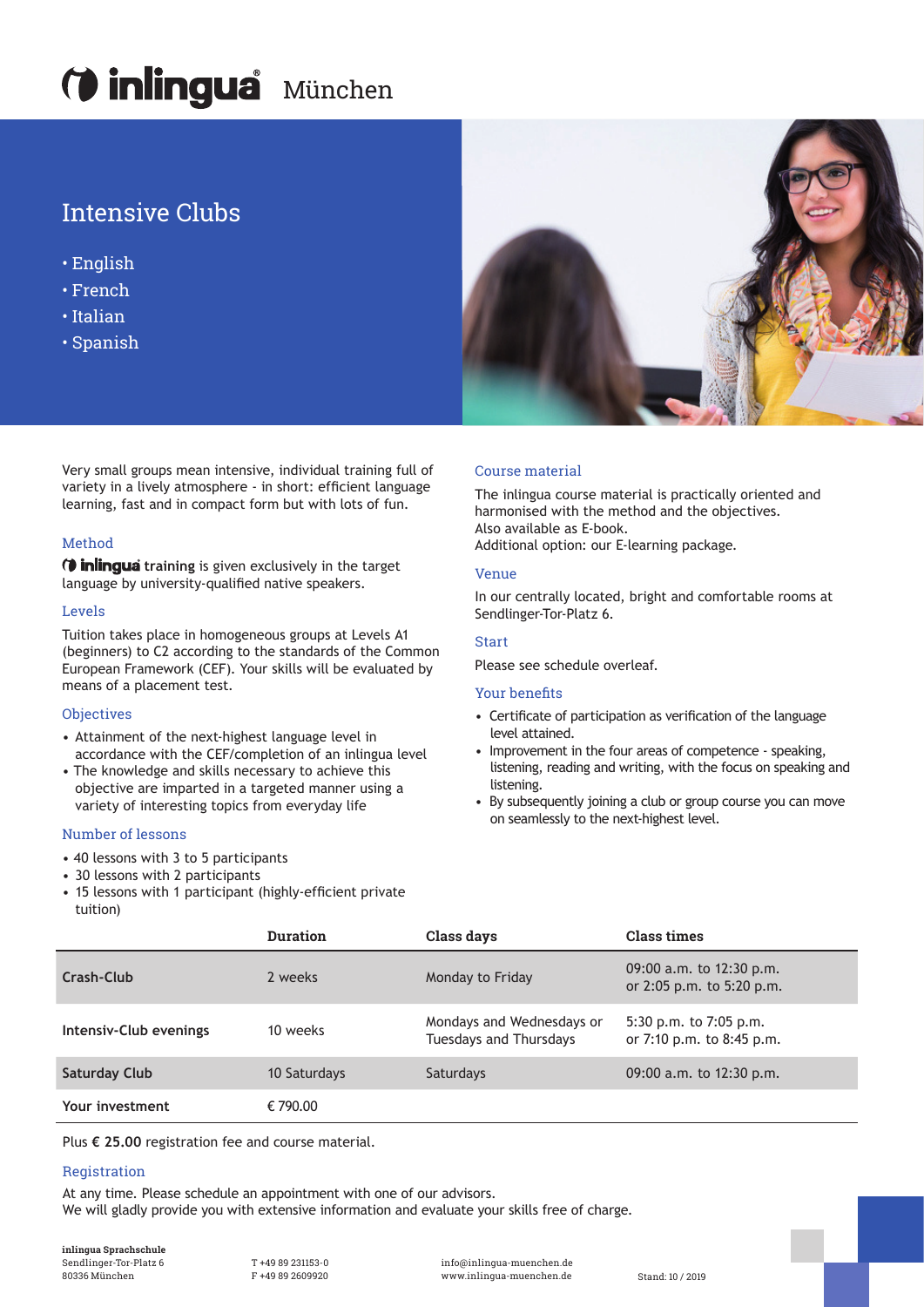# inlingua München

## Intensive Clubs

- English
- French
- Italian
- Spanish

Very small groups mean intensive, individual training full of variety in a lively atmosphere - in short: efficient language learning, fast and in compact form but with lots of fun.

### Method

**inlingua training** is given exclusively in the target language by university-qualified native speakers.

### Levels

Tuition takes place in homogeneous groups at Levels A1 (beginners) to C2 according to the standards of the Common European Framework (CEF). Your skills will be evaluated by means of a placement test.

### Objectives

- Attainment of the next-highest language level in accordance with the CEF/completion of an inlingua level
- The knowledge and skills necessary to achieve this objective are imparted in a targeted manner using a variety of interesting topics from everyday life

### Number of lessons

- 40 lessons with 3 to 5 participants
- 30 lessons with 2 participants
- 15 lessons with 1 participant (highly-efficient private tuition)

### Course material

The inlingua course material is practically oriented and harmonised with the method and the objectives.
Also available as E-book.
Additional option: our E-learning package.

### Venue

In our centrally located, bright and comfortable rooms at Sendlinger-Tor-Platz 6.

### Start

Please see schedule overleaf.

### Your benefits

- Certificate of participation as verification of the language level attained.
- Improvement in the four areas of competence - speaking, listening, reading and writing, with the focus on speaking and listening.
- By subsequently joining a club or group course you can move on seamlessly to the next-highest level.

| | Duration | Class days | Class times |
|---|---|---|---|
| **Crash-Club** | 2 weeks | Monday to Friday | 09:00 a.m. to 12:30 p.m. or 2:05 p.m. to 5:20 p.m. |
| **Intensiv-Club evenings** | 10 weeks | Mondays and Wednesdays or Tuesdays and Thursdays | 5:30 p.m. to 7:05 p.m. or 7:10 p.m. to 8:45 p.m. |
| **Saturday Club** | 10 Saturdays | Saturdays | 09:00 a.m. to 12:30 p.m. |
| **Your investment** | € 790.00 | | |

Plus **€ 25.00** registration fee and course material.

### Registration

At any time. Please schedule an appointment with one of our advisors.
We will gladly provide you with extensive information and evaluate your skills free of charge.

**inlingua Sprachschule**
Sendlinger-Tor-Platz 6
80336 München

T +49 89 231153-0
F +49 89 2609920

info@inlingua-muenchen.de
www.inlingua-muenchen.de

Stand: 10 / 2019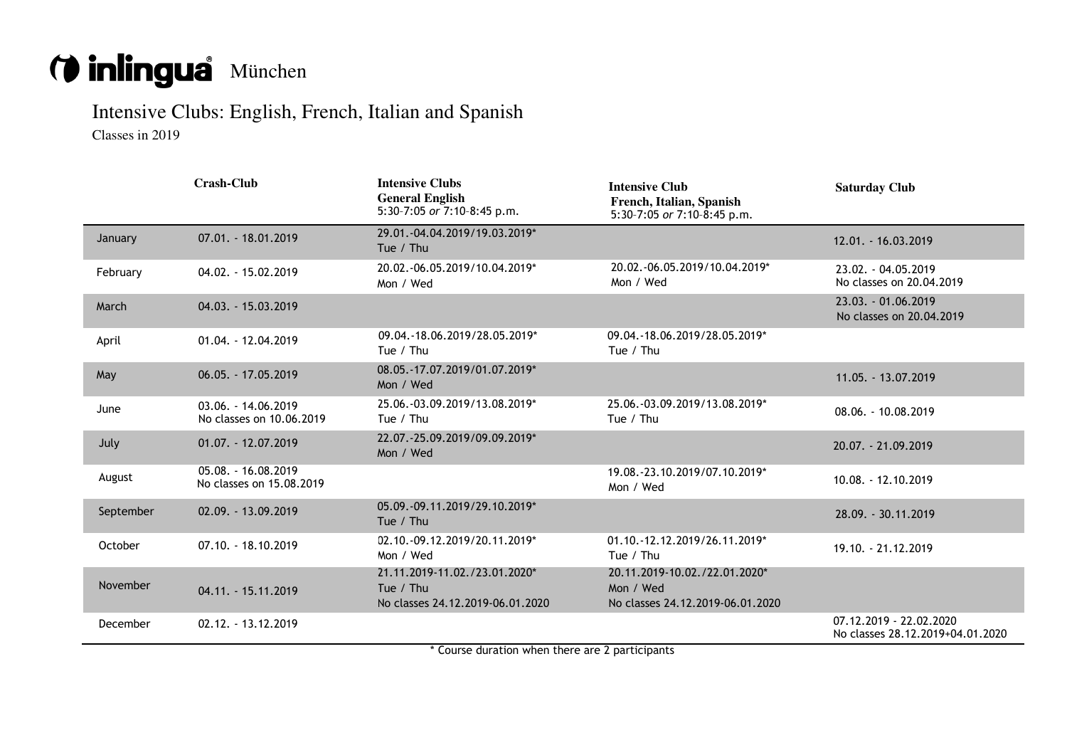# inlingua München

## Intensive Clubs: English, French, Italian and Spanish

Classes in 2019

| | Crash-Club | Intensive Clubs General English 5:30–7:05 *or* 7:10–8:45 p.m. | Intensive Club French, Italian, Spanish 5:30–7:05 *or* 7:10–8:45 p.m. | Saturday Club |
|---|---|---|---|---|
| January | 07.01. - 18.01.2019 | 29.01.-04.04.2019/19.03.2019* Tue / Thu | | 12.01. - 16.03.2019 |
| February | 04.02. - 15.02.2019 | 20.02.-06.05.2019/10.04.2019* Mon / Wed | 20.02.-06.05.2019/10.04.2019* Mon / Wed | 23.02. - 04.05.2019 No classes on 20.04.2019 |
| March | 04.03. - 15.03.2019 | | | 23.03. - 01.06.2019 No classes on 20.04.2019 |
| April | 01.04. - 12.04.2019 | 09.04.-18.06.2019/28.05.2019* Tue / Thu | 09.04.-18.06.2019/28.05.2019* Tue / Thu | |
| May | 06.05. - 17.05.2019 | 08.05.-17.07.2019/01.07.2019* Mon / Wed | | 11.05. - 13.07.2019 |
| June | 03.06. - 14.06.2019 No classes on 10.06.2019 | 25.06.-03.09.2019/13.08.2019* Tue / Thu | 25.06.-03.09.2019/13.08.2019* Tue / Thu | 08.06. - 10.08.2019 |
| July | 01.07. - 12.07.2019 | 22.07.-25.09.2019/09.09.2019* Mon / Wed | | 20.07. - 21.09.2019 |
| August | 05.08. - 16.08.2019 No classes on 15.08.2019 | | 19.08.-23.10.2019/07.10.2019* Mon / Wed | 10.08. - 12.10.2019 |
| September | 02.09. - 13.09.2019 | 05.09.-09.11.2019/29.10.2019* Tue / Thu | | 28.09. - 30.11.2019 |
| October | 07.10. - 18.10.2019 | 02.10.-09.12.2019/20.11.2019* Mon / Wed | 01.10.-12.12.2019/26.11.2019* Tue / Thu | 19.10. - 21.12.2019 |
| November | 04.11. - 15.11.2019 | 21.11.2019-11.02./23.01.2020* Tue / Thu No classes 24.12.2019-06.01.2020 | 20.11.2019-10.02./22.01.2020* Mon / Wed No classes 24.12.2019-06.01.2020 | |
| December | 02.12. - 13.12.2019 | | | 07.12.2019 - 22.02.2020 No classes 28.12.2019+04.01.2020 |

* Course duration when there are 2 participants